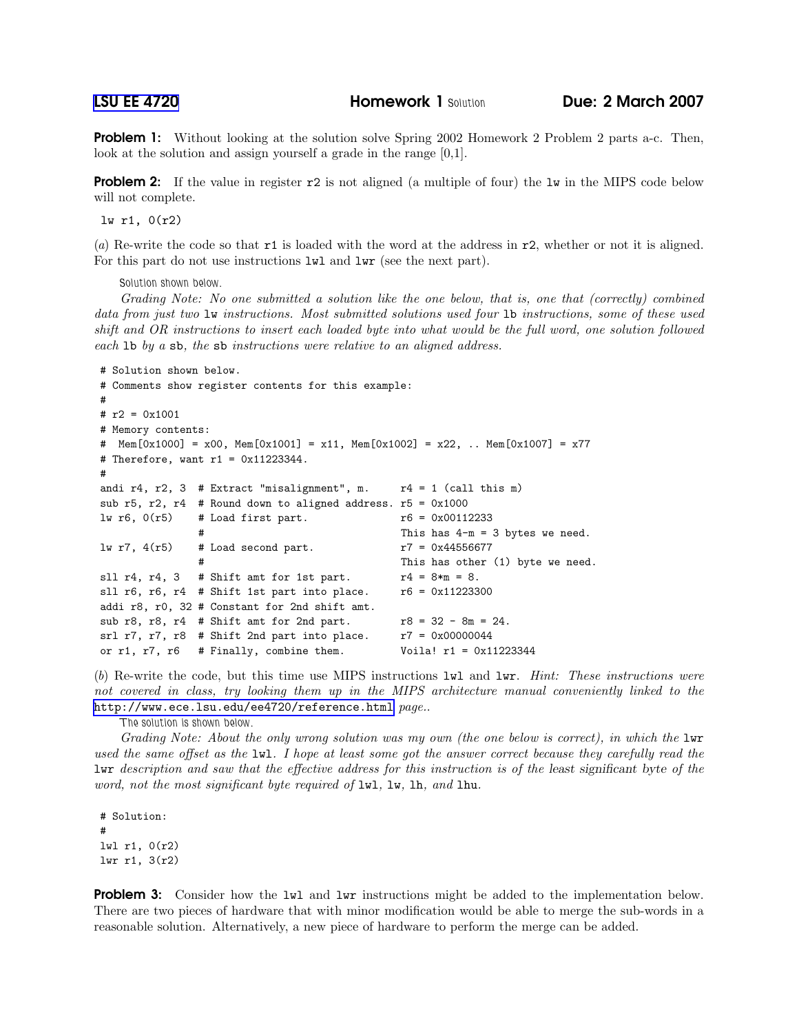LSU EE 4720 **Homework 1** Solution **Due: 2 March 2007**

**Problem 1:** Without looking at the solution solve Spring 2002 Homework 2 Problem 2 parts a-c. Then, look at the solution and assign yourself a grade in the range [0,1].

**Problem 2:** If the value in register `r2` is not aligned (a multiple of four) the `lw` in the MIPS code below will not complete.

```
lw r1, 0(r2)
```

(*a*) Re-write the code so that `r1` is loaded with the word at the address in `r2`, whether or not it is aligned. For this part do not use instructions `lwl` and `lwr` (see the next part).

Solution shown below.

*Grading Note: No one submitted a solution like the one below, that is, one that (correctly) combined data from just two* `lw` *instructions. Most submitted solutions used four* `lb` *instructions, some of these used shift and OR instructions to insert each loaded byte into what would be the full word, one solution followed each* `lb` *by a* `sb`*, the* `sb` *instructions were relative to an aligned address.*

```
# Solution shown below.
# Comments show register contents for this example:
#
# r2 = 0x1001
# Memory contents:
#  Mem[0x1000] = x00, Mem[0x1001] = x11, Mem[0x1002] = x22, .. Mem[0x1007] = x77
# Therefore, want r1 = 0x11223344.
#
andi r4, r2, 3  # Extract "misalignment", m.     r4 = 1 (call this m)
sub r5, r2, r4  # Round down to aligned address. r5 = 0x1000
lw r6, 0(r5)    # Load first part.              r6 = 0x00112233
                #                                This has 4-m = 3 bytes we need.
lw r7, 4(r5)    # Load second part.             r7 = 0x44556677
                #                                This has other (1) byte we need.
sll r4, r4, 3   # Shift amt for 1st part.       r4 = 8*m = 8.
sll r6, r6, r4  # Shift 1st part into place.    r6 = 0x11223300
addi r8, r0, 32 # Constant for 2nd shift amt.
sub r8, r8, r4  # Shift amt for 2nd part.       r8 = 32 - 8m = 24.
srl r7, r7, r8  # Shift 2nd part into place.    r7 = 0x00000044
or r1, r7, r6   # Finally, combine them.        Voila! r1 = 0x11223344
```

(*b*) Re-write the code, but this time use MIPS instructions `lwl` and `lwr`. *Hint: These instructions were not covered in class, try looking them up in the MIPS architecture manual conveniently linked to the* http://www.ece.lsu.edu/ee4720/reference.html *page..*

The solution is shown below.

*Grading Note: About the only wrong solution was my own (the one below is correct), in which the* `lwr` *used the same offset as the* `lwl`*. I hope at least some got the answer correct because they carefully read the* `lwr` *description and saw that the effective address for this instruction is of the least significant byte of the word, not the most significant byte required of* `lwl`*,* `lw`*,* `lh`*, and* `lhu`*.*

```
# Solution:
#
lwl r1, 0(r2)
lwr r1, 3(r2)
```

**Problem 3:** Consider how the `lwl` and `lwr` instructions might be added to the implementation below. There are two pieces of hardware that with minor modification would be able to merge the sub-words in a reasonable solution. Alternatively, a new piece of hardware to perform the merge can be added.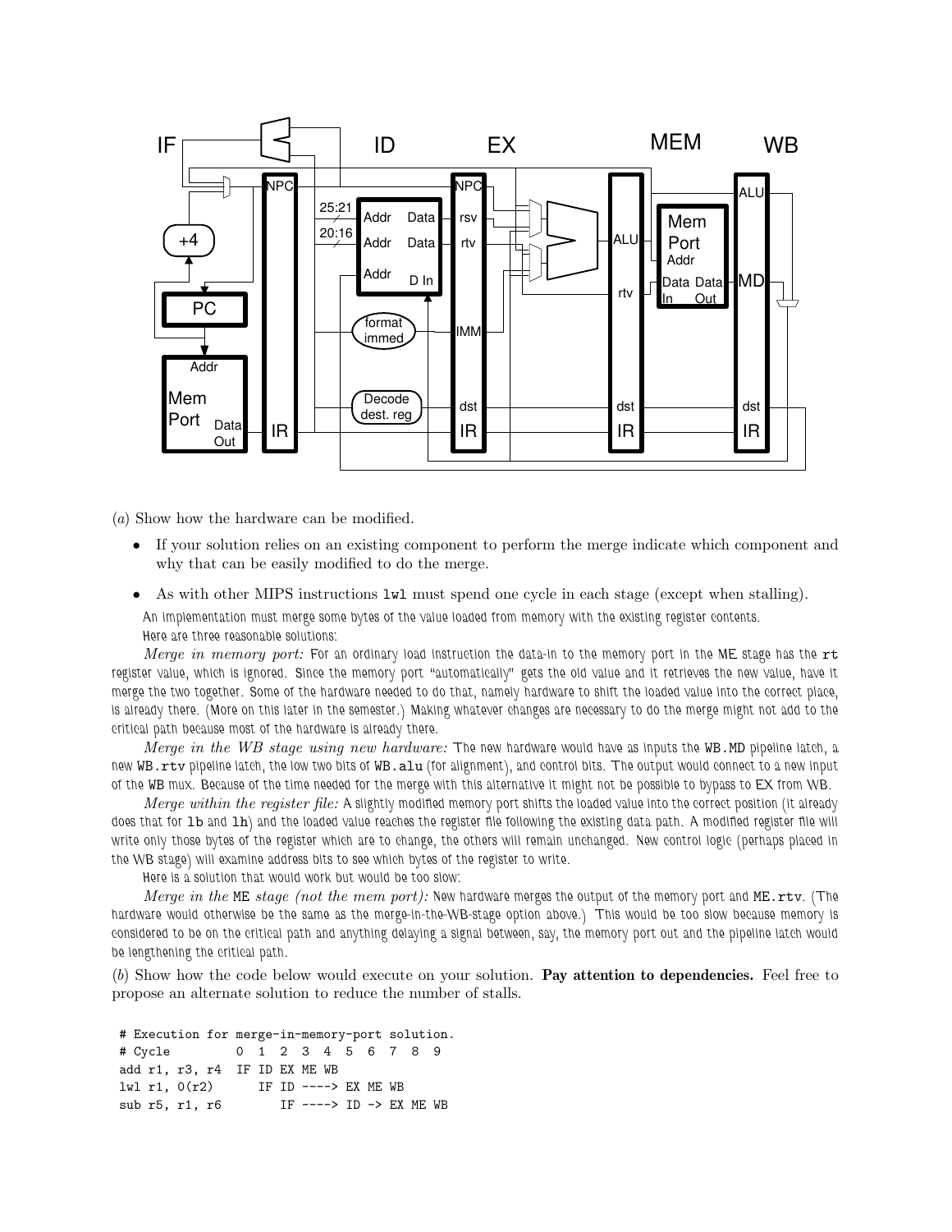(a) Show how the hardware can be modified.

- If your solution relies on an existing component to perform the merge indicate which component and why that can be easily modified to do the merge.
- As with other MIPS instructions `lwl` must spend one cycle in each stage (except when stalling).

An implementation must merge some bytes of the value loaded from memory with the existing register contents. Here are three reasonable solutions:

*Merge in memory port:* For an ordinary load instruction the data-in to the memory port in the ME stage has the `rt` register value, which is ignored. Since the memory port "automatically" gets the old value and it retrieves the new value, have it merge the two together. Some of the hardware needed to do that, namely hardware to shift the loaded value into the correct place, is already there. (More on this later in the semester.) Making whatever changes are necessary to do the merge might not add to the critical path because most of the hardware is already there.

*Merge in the WB stage using new hardware:* The new hardware would have as inputs the `WB.MD` pipeline latch, a new `WB.rtv` pipeline latch, the low two bits of `WB.alu` (for alignment), and control bits. The output would connect to a new input of the WB mux. Because of the time needed for the merge with this alternative it might not be possible to bypass to EX from WB.

*Merge within the register file:* A slightly modified memory port shifts the loaded value into the correct position (it already does that for `lb` and `lh`) and the loaded value reaches the register file following the existing data path. A modified register file will write only those bytes of the register which are to change, the others will remain unchanged. New control logic (perhaps placed in the WB stage) will examine address bits to see which bytes of the register to write.

Here is a solution that would work but would be too slow:

*Merge in the* ME *stage (not the mem port):* New hardware merges the output of the memory port and `ME.rtv`. (The hardware would otherwise be the same as the merge-in-the-WB-stage option above.) This would be too slow because memory is considered to be on the critical path and anything delaying a signal between, say, the memory port out and the pipeline latch would be lengthening the critical path.

(b) Show how the code below would execute on your solution. **Pay attention to dependencies.** Feel free to propose an alternate solution to reduce the number of stalls.

```
# Execution for merge-in-memory-port solution.
# Cycle         0  1  2  3  4  5  6  7  8  9
add r1, r3, r4  IF ID EX ME WB
lwl r1, 0(r2)      IF ID ----> EX ME WB
sub r5, r1, r6        IF ----> ID -> EX ME WB
```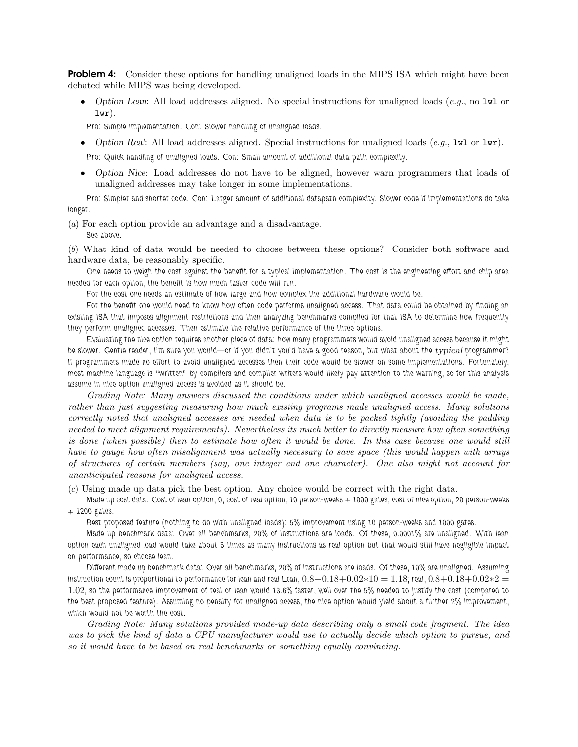**Problem 4:** Consider these options for handling unaligned loads in the MIPS ISA which might have been debated while MIPS was being developed.

- *Option Lean*: All load addresses aligned. No special instructions for unaligned loads (*e.g.*, no `lwl` or `lwr`).

  Pro: Simple implementation. Con: Slower handling of unaligned loads.

- *Option Real*: All load addresses aligned. Special instructions for unaligned loads (*e.g.*, `lwl` or `lwr`).

  Pro: Quick handling of unaligned loads. Con: Small amount of additional data path complexity.

- *Option Nice*: Load addresses do not have to be aligned, however warn programmers that loads of unaligned addresses may take longer in some implementations.

  Pro: Simpler and shorter code. Con: Larger amount of additional datapath complexity. Slower code if implementations do take longer.

(*a*) For each option provide an advantage and a disadvantage.

See above.

(*b*) What kind of data would be needed to choose between these options? Consider both software and hardware data, be reasonably specific.

One needs to weigh the cost against the benefit for a typical implementation. The cost is the engineering effort and chip area needed for each option, the benefit is how much faster code will run.

For the cost one needs an estimate of how large and how complex the additional hardware would be.

For the benefit one would need to know how often code performs unaligned access. That data could be obtained by finding an existing ISA that imposes alignment restrictions and then analyzing benchmarks compiled for that ISA to determine how frequently they perform unaligned accesses. Then estimate the relative performance of the three options.

Evaluating the nice option requires another piece of data: how many programmers would avoid unaligned access because it might be slower. Gentle reader, I'm sure you would—or if you didn't you'd have a good reason, but what about the *typical* programmer? If programmers made no effort to avoid unaligned accesses then their code would be slower on some implementations. Fortunately, most machine language is "written" by compilers and compiler writers would likely pay attention to the warning, so for this analysis assume in nice option unaligned access is avoided as it should be.

*Grading Note: Many answers discussed the conditions under which unaligned accesses would be made, rather than just suggesting measuring how much existing programs made unaligned access. Many solutions correctly noted that unaligned accesses are needed when data is to be packed tightly (avoiding the padding needed to meet alignment requirements). Nevertheless its much better to directly measure how often something is done (when possible) then to estimate how often it would be done. In this case because one would still have to gauge how often misalignment was actually necessary to save space (this would happen with arrays of structures of certain members (say, one integer and one character). One also might not account for unanticipated reasons for unaligned access.*

(*c*) Using made up data pick the best option. Any choice would be correct with the right data.

Made up cost data: Cost of lean option, 0; cost of real option, 10 person-weeks + 1000 gates; cost of nice option, 20 person-weeks + 1200 gates.

Best proposed feature (nothing to do with unaligned loads): 5% improvement using 10 person-weeks and 1000 gates.

Made up benchmark data: Over all benchmarks, 20% of instructions are loads. Of these, 0.0001% are unaligned. With lean option each unaligned load would take about 5 times as many instructions as real option but that would still have negligible impact on performance, so choose lean.

Different made up benchmark data: Over all benchmarks, 20% of instructions are loads. Of these, 10% are unaligned. Assuming instruction count is proportional to performance for lean and real Lean, $0.8+0.18+0.02*10 = 1.18$; real, $0.8+0.18+0.02*2 = 1.02$, so the performance improvement of real or lean would 13.6% faster, well over the 5% needed to justify the cost (compared to the best proposed feature). Assuming no penalty for unaligned access, the nice option would yield about a further 2% improvement, which would not be worth the cost.

*Grading Note: Many solutions provided made-up data describing only a small code fragment. The idea was to pick the kind of data a CPU manufacturer would use to actually decide which option to pursue, and so it would have to be based on real benchmarks or something equally convincing.*